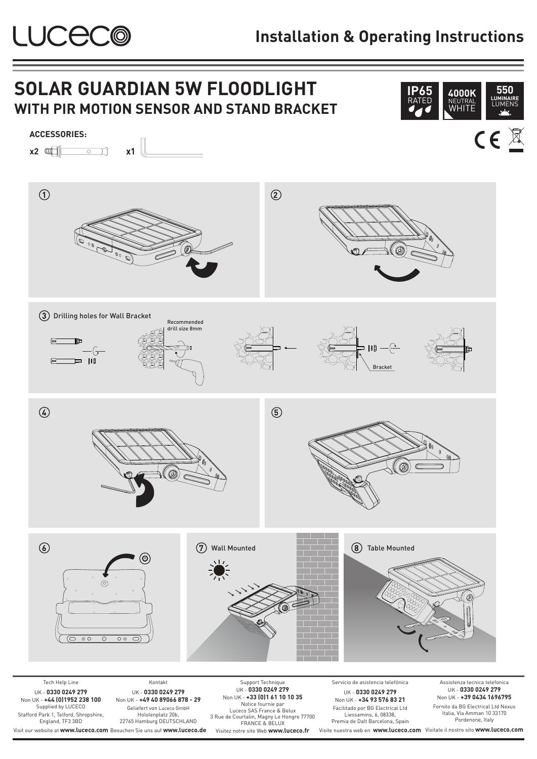# LUCECO

## Installation & Operating Instructions

# SOLAR GUARDIAN 5W FLOODLIGHT

## WITH PIR MOTION SENSOR AND STAND BRACKET

IP65 RATED | 4000K NEUTRAL WHITE | 550 LUMINAIRE LUMENS

**ACCESSORIES:**

x2 x1

① 

② 

③ Drilling holes for Wall Bracket

Recommended drill size 8mm

Bracket

④ 

⑤ 

⑥ 

⑦ Wall Mounted

⑧ Table Mounted

---

Tech Help Line
UK - **0330 0249 279**
Non UK - **+44 (0)1952 238 100**
Supplied by LUCECO
Stafford Park 1, Telford, Shropshire, England, TF3 3BD
Visit our website at **www.luceco.com**

Kontakt
UK - **0330 0249 279**
Non UK - **+49 40 89066 878 – 29**
Geliefert von Luceco GmbH
Holstenplatz 20b,
22765 Hamburg DEUTSCHLAND
Besuchen Sie uns auf **www.luceco.de**

Support Technique
UK - **0330 0249 279**
Non UK - **+33 (0)1 61 10 10 35**
Notice fournie par
Luceco SAS France & Belux
3 Rue de Courtalin, Magny Le Hongre 77700
FRANCE & BELUX
Visitez notre site Web **www.luceco.fr**

Servicio de asistencia telefónica
UK - **0330 0249 279**
Non UK - **+34 93 576 83 21**
Facilitado por BG Electrical Ltd
Liessamins, 6, 08338,
Premia de Dalt Barcelona, Spain
Visite nuestra web en **www.luceco.com**

Assistenza tecnica telefonica
UK - **0330 0249 279**
Non UK - **+39 0434 1696795**
Fornito da BG Electrical Ltd Nexus
Italia, Via Amman 10 33170
Pordenone, Italy
Visitate il nostro sito **www.luceco.com**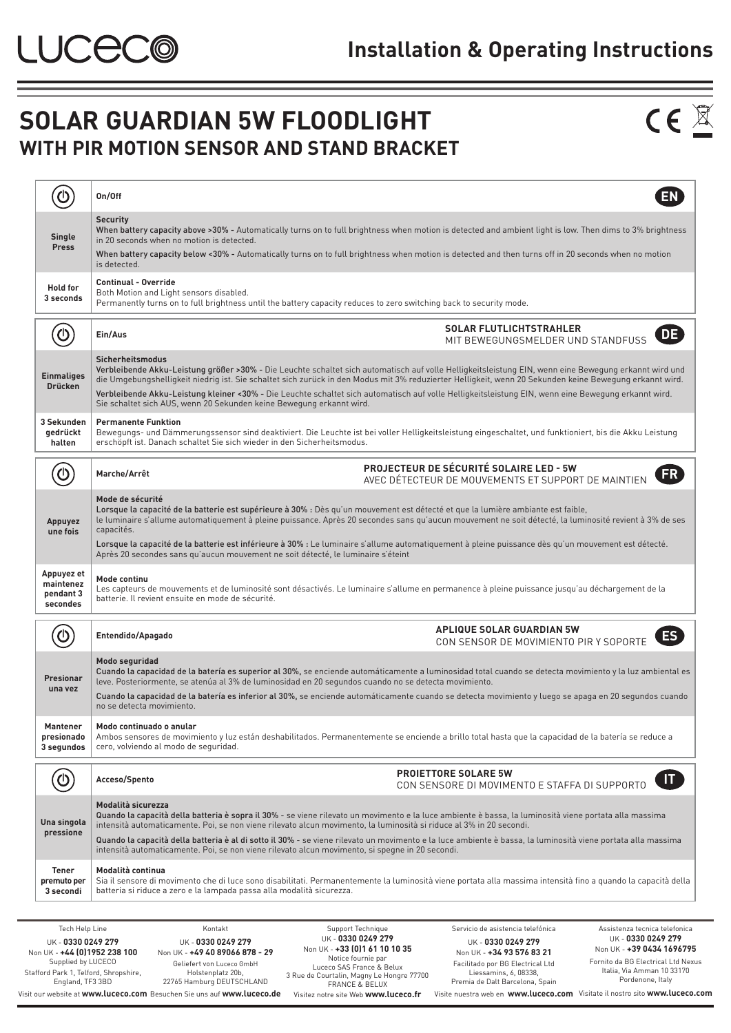LUCECO

Installation & Operating Instructions

# SOLAR GUARDIAN 5W FLOODLIGHT
## WITH PIR MOTION SENSOR AND STAND BRACKET

CE

| ⏻ | On/Off **EN** |
|---|---|
| **Single Press** | **Security**<br>**When battery capacity above >30% -** Automatically turns on to full brightness when motion is detected and ambient light is low. Then dims to 3% brightness in 20 seconds when no motion is detected.<br>**When battery capacity below <30% -** Automatically turns on to full brightness when motion is detected and then turns off in 20 seconds when no motion is detected. |
| **Hold for 3 seconds** | **Continual - Override**<br>Both Motion and Light sensors disabled.<br>Permanently turns on to full brightness until the battery capacity reduces to zero switching back to security mode. |

| ⏻ | Ein/Aus — **SOLAR FLUTLICHTSTRAHLER** MIT BEWEGUNGSMELDER UND STANDFUSS **DE** |
|---|---|
| **Einmaliges Drücken** | **Sicherheitsmodus**<br>**Verbleibende Akku-Leistung größer >30% -** Die Leuchte schaltet sich automatisch auf volle Helligkeitsleistung EIN, wenn eine Bewegung erkannt wird und die Umgebungshelligkeit niedrig ist. Sie schaltet sich zurück in den Modus mit 3% reduzierter Helligkeit, wenn 20 Sekunden keine Bewegung erkannt wird.<br>**Verbleibende Akku-Leistung kleiner <30% -** Die Leuchte schaltet sich automatisch auf volle Helligkeitsleistung EIN, wenn eine Bewegung erkannt wird. Sie schaltet sich AUS, wenn 20 Sekunden keine Bewegung erkannt wird. |
| **3 Sekunden gedrückt halten** | **Permanente Funktion**<br>Bewegungs- und Dämmerungssensor sind deaktiviert. Die Leuchte ist bei voller Helligkeitsleistung eingeschaltet, und funktioniert, bis die Akku Leistung erschöpft ist. Danach schaltet Sie sich wieder in den Sicherheitsmodus. |

| ⏻ | Marche/Arrêt — **PROJECTEUR DE SÉCURITÉ SOLAIRE LED - 5W** AVEC DÉTECTEUR DE MOUVEMENTS ET SUPPORT DE MAINTIEN **FR** |
|---|---|
| **Appuyez une fois** | **Mode de sécurité**<br>**Lorsque la capacité de la batterie est supérieure à 30% :** Dès qu'un mouvement est détecté et que la lumière ambiante est faible, le luminaire s'allume automatiquement à pleine puissance. Après 20 secondes sans qu'aucun mouvement ne soit détecté, la luminosité revient à 3% de ses capacités.<br>**Lorsque la capacité de la batterie est inférieure à 30% :** Le luminaire s'allume automatiquement à pleine puissance dès qu'un mouvement est détecté. Après 20 secondes sans qu'aucun mouvement ne soit détecté, le luminaire s'éteint |
| **Appuyez et maintenez pendant 3 secondes** | **Mode continu**<br>Les capteurs de mouvements et de luminosité sont désactivés. Le luminaire s'allume en permanence à pleine puissance jusqu'au déchargement de la batterie. Il revient ensuite en mode de sécurité. |

| ⏻ | Entendido/Apagado — **APLIQUE SOLAR GUARDIAN 5W** CON SENSOR DE MOVIMIENTO PIR Y SOPORTE **ES** |
|---|---|
| **Presionar una vez** | **Modo seguridad**<br>**Cuando la capacidad de la batería es superior al 30%,** se enciende automáticamente a luminosidad total cuando se detecta movimiento y la luz ambiental es leve. Posteriormente, se atenúa al 3% de luminosidad en 20 segundos cuando no se detecta movimiento.<br>**Cuando la capacidad de la batería es inferior al 30%,** se enciende automáticamente cuando se detecta movimiento y luego se apaga en 20 segundos cuando no se detecta movimiento. |
| **Mantener presionado 3 segundos** | **Modo continuado o anular**<br>Ambos sensores de movimiento y luz están deshabilitados. Permanentemente se enciende a brillo total hasta que la capacidad de la batería se reduce a cero, volviendo al modo de seguridad. |

| ⏻ | Acceso/Spento — **PROIETTORE SOLARE 5W** CON SENSORE DI MOVIMENTO E STAFFA DI SUPPORTO **IT** |
|---|---|
| **Una singola pressione** | **Modalità sicurezza**<br>**Quando la capacità della batteria è sopra il 30%** - se viene rilevato un movimento e la luce ambiente è bassa, la luminosità viene portata alla massima intensità automaticamente. Poi, se non viene rilevato alcun movimento, la luminosità si riduce al 3% in 20 secondi.<br>**Quando la capacità della batteria è al di sotto il 30%** - se viene rilevato un movimento e la luce ambiente è bassa, la luminosità viene portata alla massima intensità automaticamente. Poi, se non viene rilevato alcun movimento, si spegne in 20 secondi. |
| **Tener premuto per 3 secondi** | **Modalità continua**<br>Sia il sensore di movimento che di luce sono disabilitati. Permanentemente la luminosità viene portata alla massima intensità fino a quando la capacità della batteria si riduce a zero e la lampada passa alla modalità sicurezza. |

Tech Help Line
UK - **0330 0249 279**
Non UK - **+44 (0)1952 238 100**
Supplied by LUCECO
Stafford Park 1, Telford, Shropshire, England, TF3 3BD
Visit our website at **www.luceco.com**

Kontakt
UK - **0330 0249 279**
Non UK - **+49 40 89066 878 - 29**
Geliefert von Luceco GmbH
Holstenplatz 20b,
22765 Hamburg DEUTSCHLAND
Besuchen Sie uns auf **www.luceco.de**

Support Technique
UK - **0330 0249 279**
Non UK - **+33 (0)1 61 10 10 35**
Notice fournie par
Luceco SAS France & Belux
3 Rue de Courtalin, Magny Le Hongre 77700 FRANCE & BELUX
Visitez notre site Web **www.luceco.fr**

Servicio de asistencia telefónica
UK - **0330 0249 279**
Non UK - **+34 93 576 83 21**
Facilitado por BG Electrical Ltd
Liessamins, 6, 08338,
Premia de Dalt Barcelona, Spain
Visite nuestra web en **www.luceco.com**

Assistenza tecnica telefonica
UK - **0330 0249 279**
Non UK - **+39 0434 1696795**
Fornito da BG Electrical Ltd Nexus Italia, Via Amman 10 33170 Pordenone, Italy
Visitate il nostro sito **www.luceco.com**